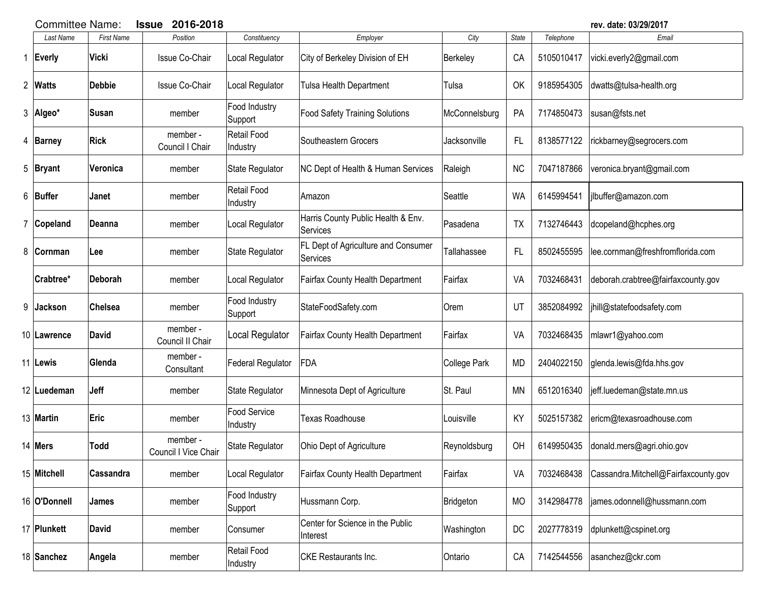Committee Name: **Issue 2016-2018** rev. date: 03/29/2017

| | Last Name | First Name | Position | Constituency | Employer | City | State | Telephone | Email |
|---|---|---|---|---|---|---|---|---|---|
| 1 | **Everly** | **Vicki** | Issue Co-Chair | Local Regulator | City of Berkeley Division of EH | Berkeley | CA | 5105010417 | vicki.everly2@gmail.com |
| 2 | **Watts** | **Debbie** | Issue Co-Chair | Local Regulator | Tulsa Health Department | Tulsa | OK | 9185954305 | dwatts@tulsa-health.org |
| 3 | **Algeo*** | **Susan** | member | Food Industry Support | Food Safety Training Solutions | McConnelsburg | PA | 7174850473 | susan@fsts.net |
| 4 | **Barney** | **Rick** | member - Council I Chair | Retail Food Industry | Southeastern Grocers | Jacksonville | FL | 8138577122 | rickbarney@segrocers.com |
| 5 | **Bryant** | **Veronica** | member | State Regulator | NC Dept of Health & Human Services | Raleigh | NC | 7047187866 | veronica.bryant@gmail.com |
| 6 | **Buffer** | **Janet** | member | Retail Food Industry | Amazon | Seattle | WA | 6145994541 | jlbuffer@amazon.com |
| 7 | **Copeland** | **Deanna** | member | Local Regulator | Harris County Public Health & Env. Services | Pasadena | TX | 7132746443 | dcopeland@hcphes.org |
| 8 | **Cornman** | **Lee** | member | State Regulator | FL Dept of Agriculture and Consumer Services | Tallahassee | FL | 8502455595 | lee.cornman@freshfromflorida.com |
| | **Crabtree*** | **Deborah** | member | Local Regulator | Fairfax County Health Department | Fairfax | VA | 7032468431 | deborah.crabtree@fairfaxcounty.gov |
| 9 | **Jackson** | **Chelsea** | member | Food Industry Support | StateFoodSafety.com | Orem | UT | 3852084992 | jhill@statefoodsafety.com |
| 10 | **Lawrence** | **David** | member - Council II Chair | Local Regulator | Fairfax County Health Department | Fairfax | VA | 7032468435 | mlawr1@yahoo.com |
| 11 | **Lewis** | **Glenda** | member - Consultant | Federal Regulator | FDA | College Park | MD | 2404022150 | glenda.lewis@fda.hhs.gov |
| 12 | **Luedeman** | **Jeff** | member | State Regulator | Minnesota Dept of Agriculture | St. Paul | MN | 6512016340 | jeff.luedeman@state.mn.us |
| 13 | **Martin** | **Eric** | member | Food Service Industry | Texas Roadhouse | Louisville | KY | 5025157382 | ericm@texasroadhouse.com |
| 14 | **Mers** | **Todd** | member - Council I Vice Chair | State Regulator | Ohio Dept of Agriculture | Reynoldsburg | OH | 6149950435 | donald.mers@agri.ohio.gov |
| 15 | **Mitchell** | **Cassandra** | member | Local Regulator | Fairfax County Health Department | Fairfax | VA | 7032468438 | Cassandra.Mitchell@Fairfaxcounty.gov |
| 16 | **O'Donnell** | **James** | member | Food Industry Support | Hussmann Corp. | Bridgeton | MO | 3142984778 | james.odonnell@hussmann.com |
| 17 | **Plunkett** | **David** | member | Consumer | Center for Science in the Public Interest | Washington | DC | 2027778319 | dplunkett@cspinet.org |
| 18 | **Sanchez** | **Angela** | member | Retail Food Industry | CKE Restaurants Inc. | Ontario | CA | 7142544556 | asanchez@ckr.com |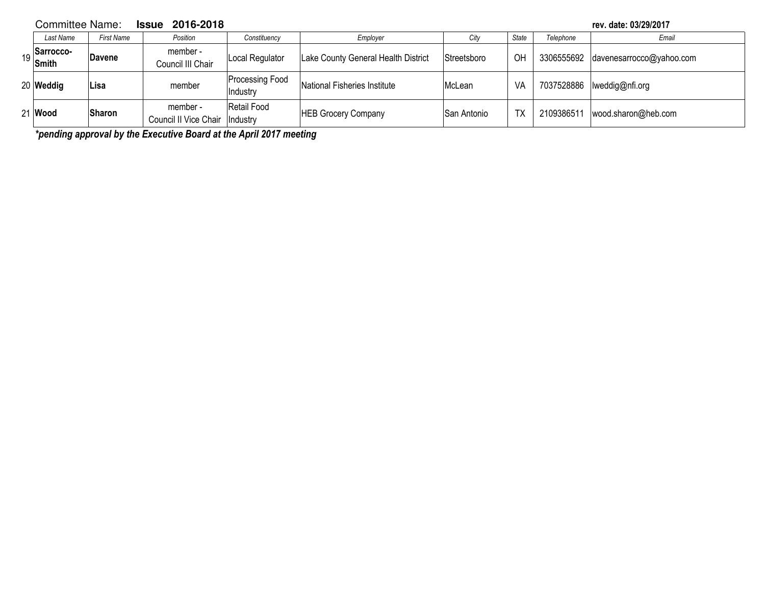Committee Name: **Issue 2016-2018**

**rev. date: 03/29/2017**

| | Last Name | First Name | Position | Constituency | Employer | City | State | Telephone | Email |
|---|---|---|---|---|---|---|---|---|---|
| 19 | **Sarrocco-Smith** | **Davene** | member - Council III Chair | Local Regulator | Lake County General Health District | Streetsboro | OH | 3306555692 | davenesarrocco@yahoo.com |
| 20 | **Weddig** | **Lisa** | member | Processing Food Industry | National Fisheries Institute | McLean | VA | 7037528886 | lweddig@nfi.org |
| 21 | **Wood** | **Sharon** | member - Council II Vice Chair | Retail Food Industry | HEB Grocery Company | San Antonio | TX | 2109386511 | wood.sharon@heb.com |

***pending approval by the Executive Board at the April 2017 meeting**